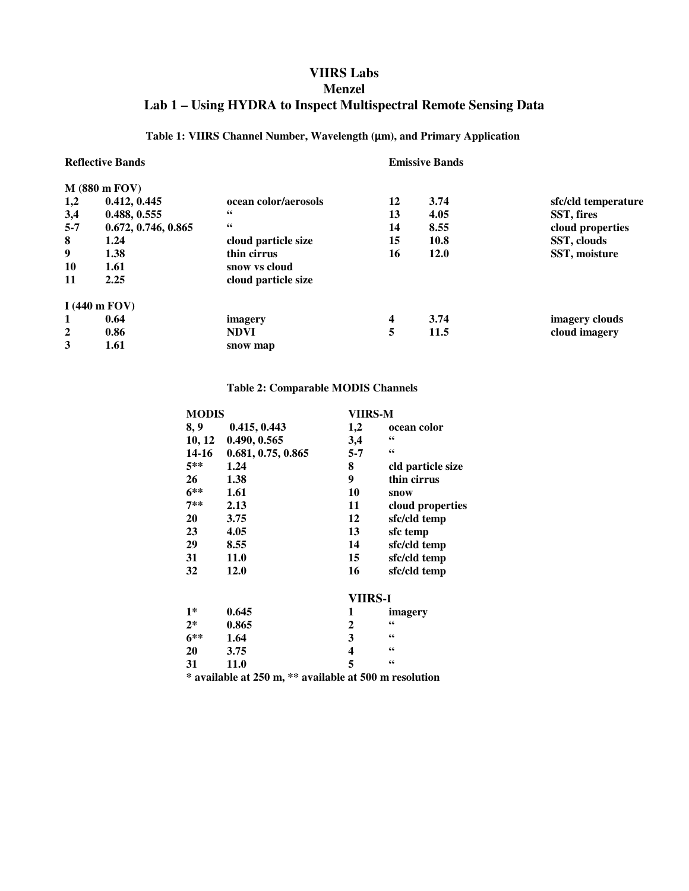# VIIRS Labs

## Menzel

## Lab 1 – Using HYDRA to Inspect Multispectral Remote Sensing Data

**Table 1: VIIRS Channel Number, Wavelength (μm), and Primary Application**

| Reflective Bands | | | Emissive Bands | | |
|---|---|---|---|---|---|
| **M (880 m FOV)** | | | | | |
| 1,2 | 0.412, 0.445 | ocean color/aerosols | 12 | 3.74 | sfc/cld temperature |
| 3,4 | 0.488, 0.555 | " | 13 | 4.05 | SST, fires |
| 5-7 | 0.672, 0.746, 0.865 | " | 14 | 8.55 | cloud properties |
| 8 | 1.24 | cloud particle size | 15 | 10.8 | SST, clouds |
| 9 | 1.38 | thin cirrus | 16 | 12.0 | SST, moisture |
| 10 | 1.61 | snow vs cloud | | | |
| 11 | 2.25 | cloud particle size | | | |
| **I (440 m FOV)** | | | | | |
| 1 | 0.64 | imagery | 4 | 3.74 | imagery clouds |
| 2 | 0.86 | NDVI | 5 | 11.5 | cloud imagery |
| 3 | 1.61 | snow map | | | |

**Table 2: Comparable MODIS Channels**

| MODIS | | VIIRS-M | |
|---|---|---|---|
| 8, 9 | 0.415, 0.443 | 1,2 | ocean color |
| 10, 12 | 0.490, 0.565 | 3,4 | " |
| 14-16 | 0.681, 0.75, 0.865 | 5-7 | " |
| 5** | 1.24 | 8 | cld particle size |
| 26 | 1.38 | 9 | thin cirrus |
| 6** | 1.61 | 10 | snow |
| 7** | 2.13 | 11 | cloud properties |
| 20 | 3.75 | 12 | sfc/cld temp |
| 23 | 4.05 | 13 | sfc temp |
| 29 | 8.55 | 14 | sfc/cld temp |
| 31 | 11.0 | 15 | sfc/cld temp |
| 32 | 12.0 | 16 | sfc/cld temp |
| | | **VIIRS-I** | |
| 1* | 0.645 | 1 | imagery |
| 2* | 0.865 | 2 | " |
| 6** | 1.64 | 3 | " |
| 20 | 3.75 | 4 | " |
| 31 | 11.0 | 5 | " |

* available at 250 m, ** available at 500 m resolution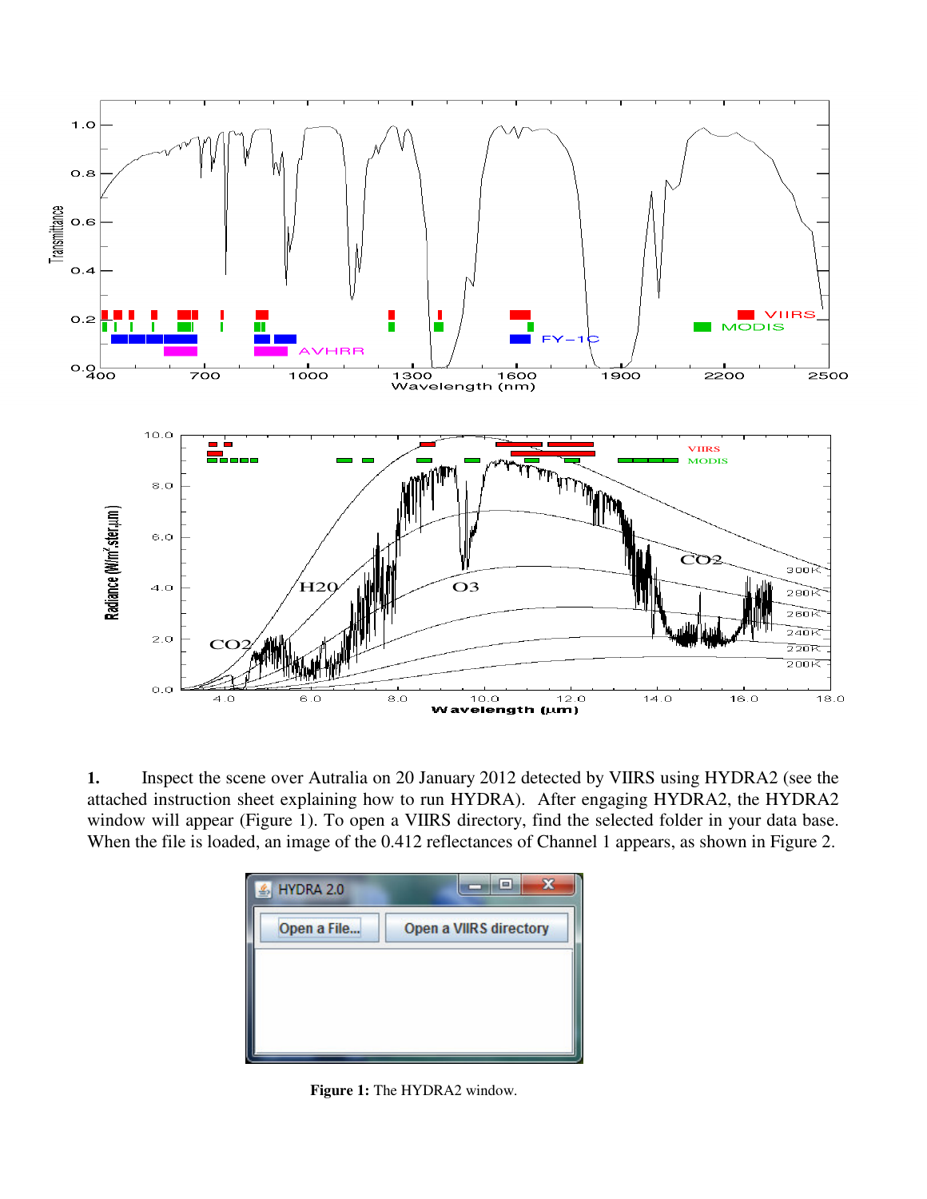**1.** Inspect the scene over Autralia on 20 January 2012 detected by VIIRS using HYDRA2 (see the attached instruction sheet explaining how to run HYDRA). After engaging HYDRA2, the HYDRA2 window will appear (Figure 1). To open a VIIRS directory, find the selected folder in your data base. When the file is loaded, an image of the 0.412 reflectances of Channel 1 appears, as shown in Figure 2.

**Figure 1:** The HYDRA2 window.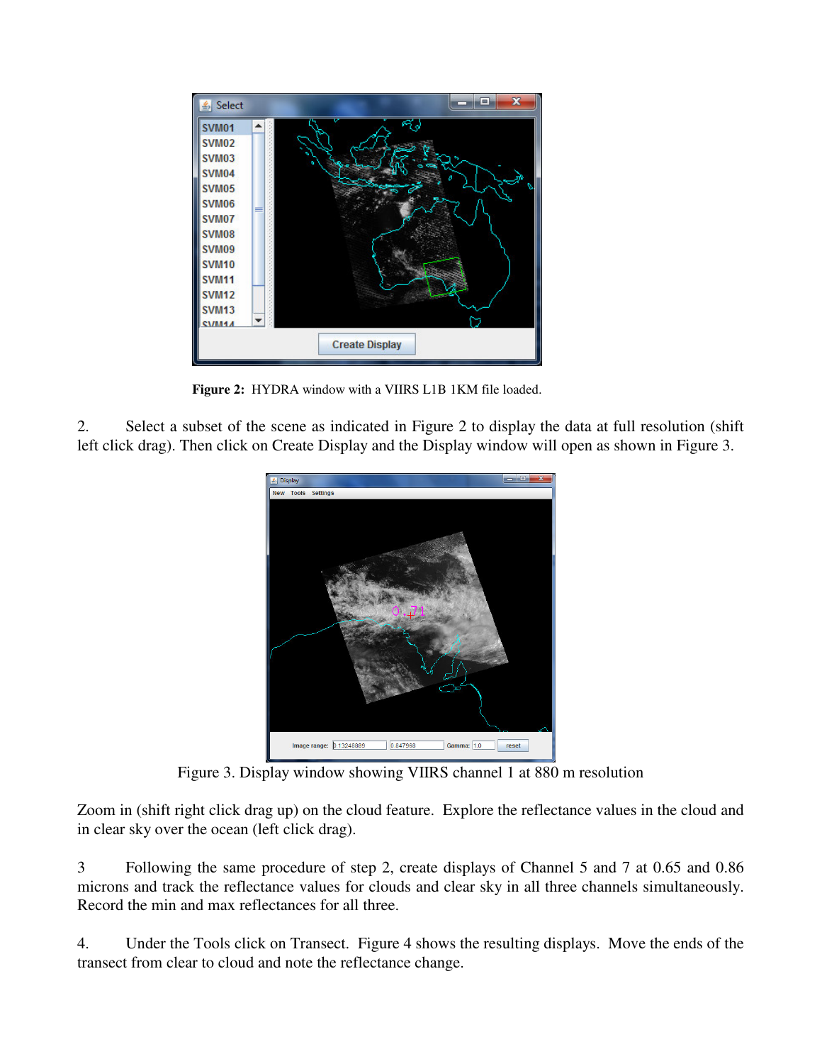**Figure 2:** HYDRA window with a VIIRS L1B 1KM file loaded.

2. Select a subset of the scene as indicated in Figure 2 to display the data at full resolution (shift left click drag). Then click on Create Display and the Display window will open as shown in Figure 3.

Figure 3. Display window showing VIIRS channel 1 at 880 m resolution

Zoom in (shift right click drag up) on the cloud feature. Explore the reflectance values in the cloud and in clear sky over the ocean (left click drag).

3 Following the same procedure of step 2, create displays of Channel 5 and 7 at 0.65 and 0.86 microns and track the reflectance values for clouds and clear sky in all three channels simultaneously. Record the min and max reflectances for all three.

4. Under the Tools click on Transect. Figure 4 shows the resulting displays. Move the ends of the transect from clear to cloud and note the reflectance change.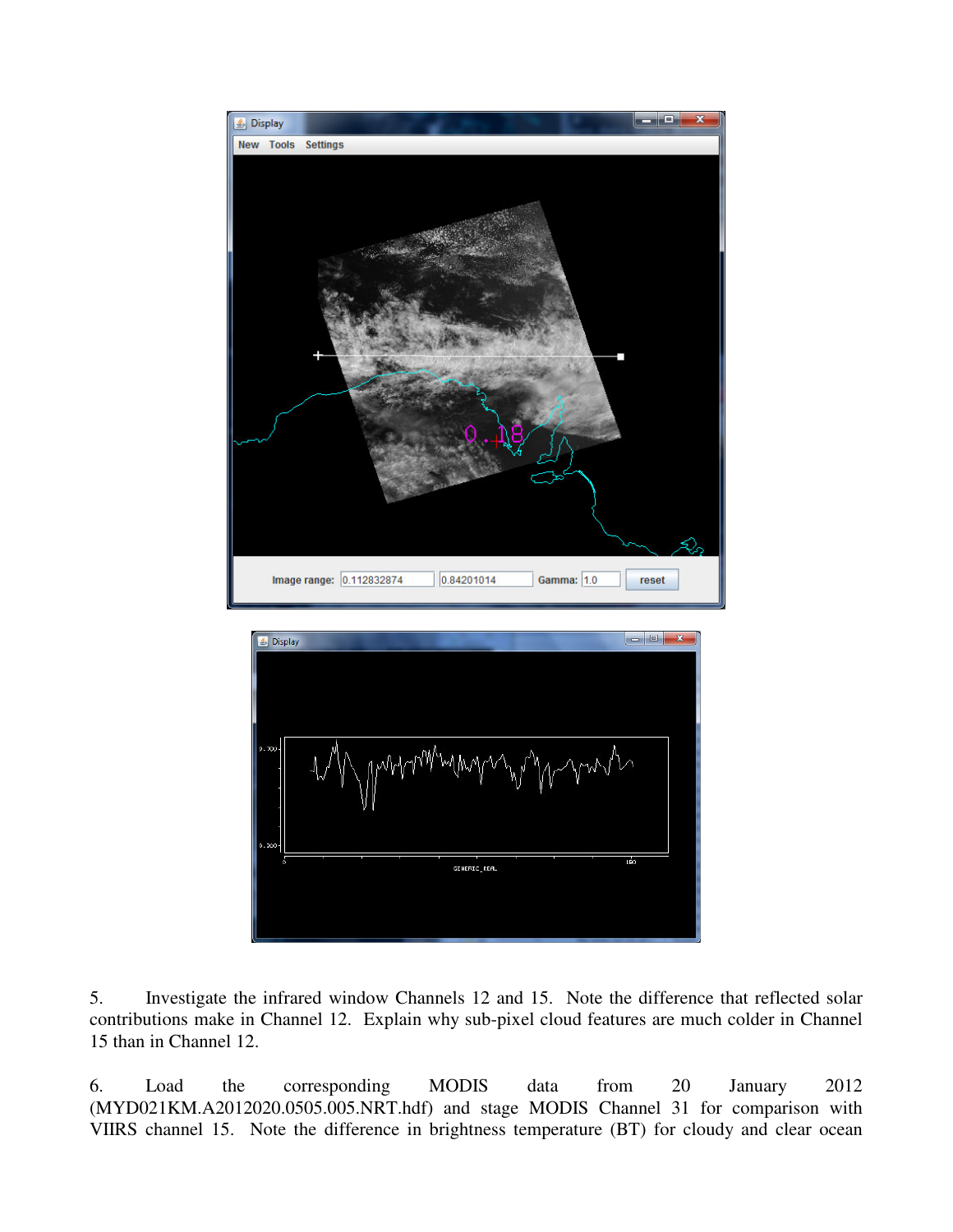5. Investigate the infrared window Channels 12 and 15. Note the difference that reflected solar contributions make in Channel 12. Explain why sub-pixel cloud features are much colder in Channel 15 than in Channel 12.

6. Load the corresponding MODIS data from 20 January 2012 (MYD021KM.A2012020.0505.005.NRT.hdf) and stage MODIS Channel 31 for comparison with VIIRS channel 15. Note the difference in brightness temperature (BT) for cloudy and clear ocean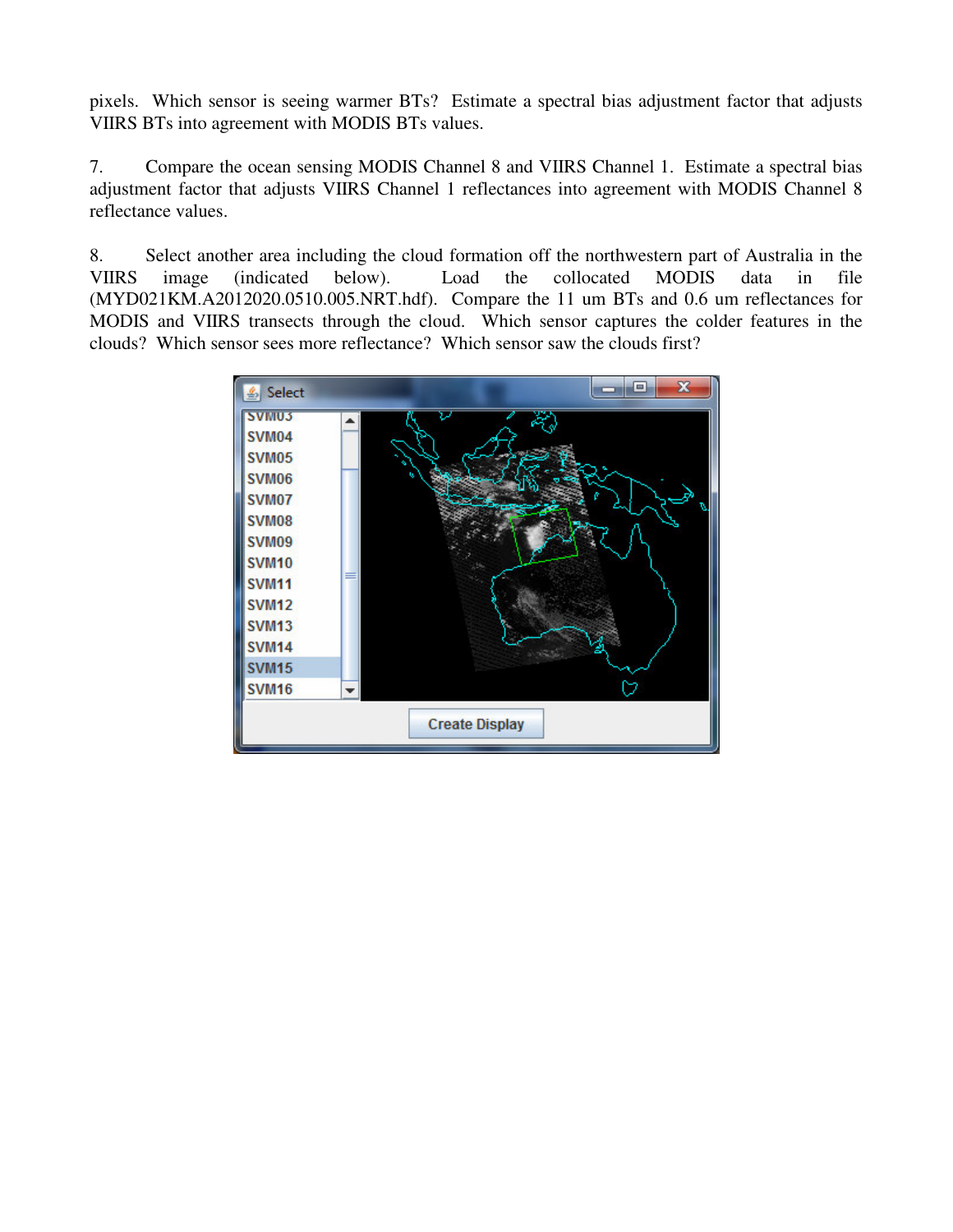pixels. Which sensor is seeing warmer BTs? Estimate a spectral bias adjustment factor that adjusts VIIRS BTs into agreement with MODIS BTs values.

7. Compare the ocean sensing MODIS Channel 8 and VIIRS Channel 1. Estimate a spectral bias adjustment factor that adjusts VIIRS Channel 1 reflectances into agreement with MODIS Channel 8 reflectance values.

8. Select another area including the cloud formation off the northwestern part of Australia in the VIIRS image (indicated below). Load the collocated MODIS data in file (MYD021KM.A2012020.0510.005.NRT.hdf). Compare the 11 um BTs and 0.6 um reflectances for MODIS and VIIRS transects through the cloud. Which sensor captures the colder features in the clouds? Which sensor sees more reflectance? Which sensor saw the clouds first?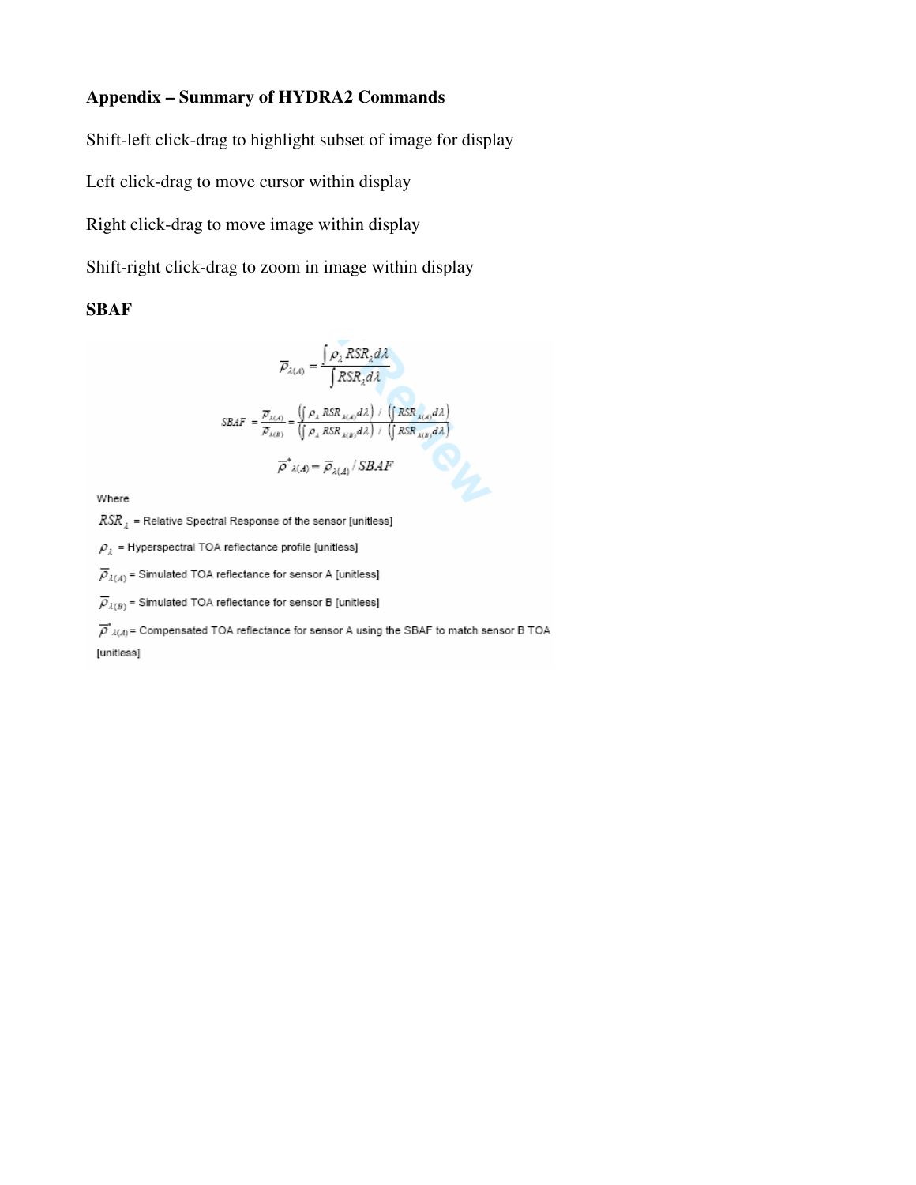### Appendix – Summary of HYDRA2 Commands

Shift-left click-drag to highlight subset of image for display

Left click-drag to move cursor within display

Right click-drag to move image within display

Shift-right click-drag to zoom in image within display

### SBAF

$$\overline{\rho}_{\lambda(A)} = \frac{\int \rho_\lambda RSR_\lambda d\lambda}{\int RSR_\lambda d\lambda}$$

$$SBAF = \frac{\overline{\rho}_{\lambda(A)}}{\overline{\rho}_{\lambda(B)}} = \frac{\left(\int \rho_\lambda RSR_{\lambda(A)} d\lambda\right) / \left(\int RSR_{\lambda(A)} d\lambda\right)}{\left(\int \rho_\lambda RSR_{\lambda(B)} d\lambda\right) / \left(\int RSR_{\lambda(B)} d\lambda\right)}$$

$$\overline{\rho}^*_{\lambda(A)} = \overline{\rho}_{\lambda(A)} / SBAF$$

Where

$RSR_\lambda$ = Relative Spectral Response of the sensor [unitless]

$\rho_\lambda$ = Hyperspectral TOA reflectance profile [unitless]

$\overline{\rho}_{\lambda(A)}$ = Simulated TOA reflectance for sensor A [unitless]

$\overline{\rho}_{\lambda(B)}$ = Simulated TOA reflectance for sensor B [unitless]

$\overline{\rho}^*_{\lambda(A)}$ = Compensated TOA reflectance for sensor A using the SBAF to match sensor B TOA [unitless]